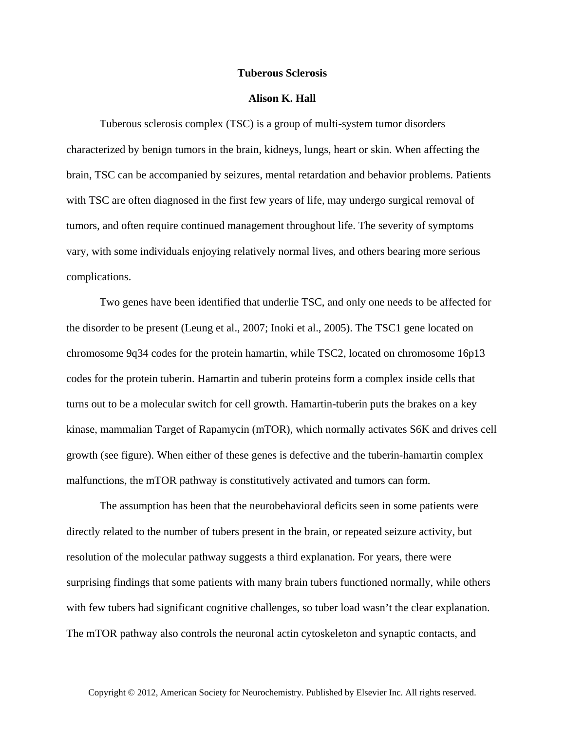# Tuberous Sclerosis

**Alison K. Hall**

Tuberous sclerosis complex (TSC) is a group of multi-system tumor disorders characterized by benign tumors in the brain, kidneys, lungs, heart or skin. When affecting the brain, TSC can be accompanied by seizures, mental retardation and behavior problems. Patients with TSC are often diagnosed in the first few years of life, may undergo surgical removal of tumors, and often require continued management throughout life. The severity of symptoms vary, with some individuals enjoying relatively normal lives, and others bearing more serious complications.

Two genes have been identified that underlie TSC, and only one needs to be affected for the disorder to be present (Leung et al., 2007; Inoki et al., 2005). The TSC1 gene located on chromosome 9q34 codes for the protein hamartin, while TSC2, located on chromosome 16p13 codes for the protein tuberin. Hamartin and tuberin proteins form a complex inside cells that turns out to be a molecular switch for cell growth. Hamartin-tuberin puts the brakes on a key kinase, mammalian Target of Rapamycin (mTOR), which normally activates S6K and drives cell growth (see figure). When either of these genes is defective and the tuberin-hamartin complex malfunctions, the mTOR pathway is constitutively activated and tumors can form.

The assumption has been that the neurobehavioral deficits seen in some patients were directly related to the number of tubers present in the brain, or repeated seizure activity, but resolution of the molecular pathway suggests a third explanation. For years, there were surprising findings that some patients with many brain tubers functioned normally, while others with few tubers had significant cognitive challenges, so tuber load wasn't the clear explanation. The mTOR pathway also controls the neuronal actin cytoskeleton and synaptic contacts, and

Copyright © 2012, American Society for Neurochemistry. Published by Elsevier Inc. All rights reserved.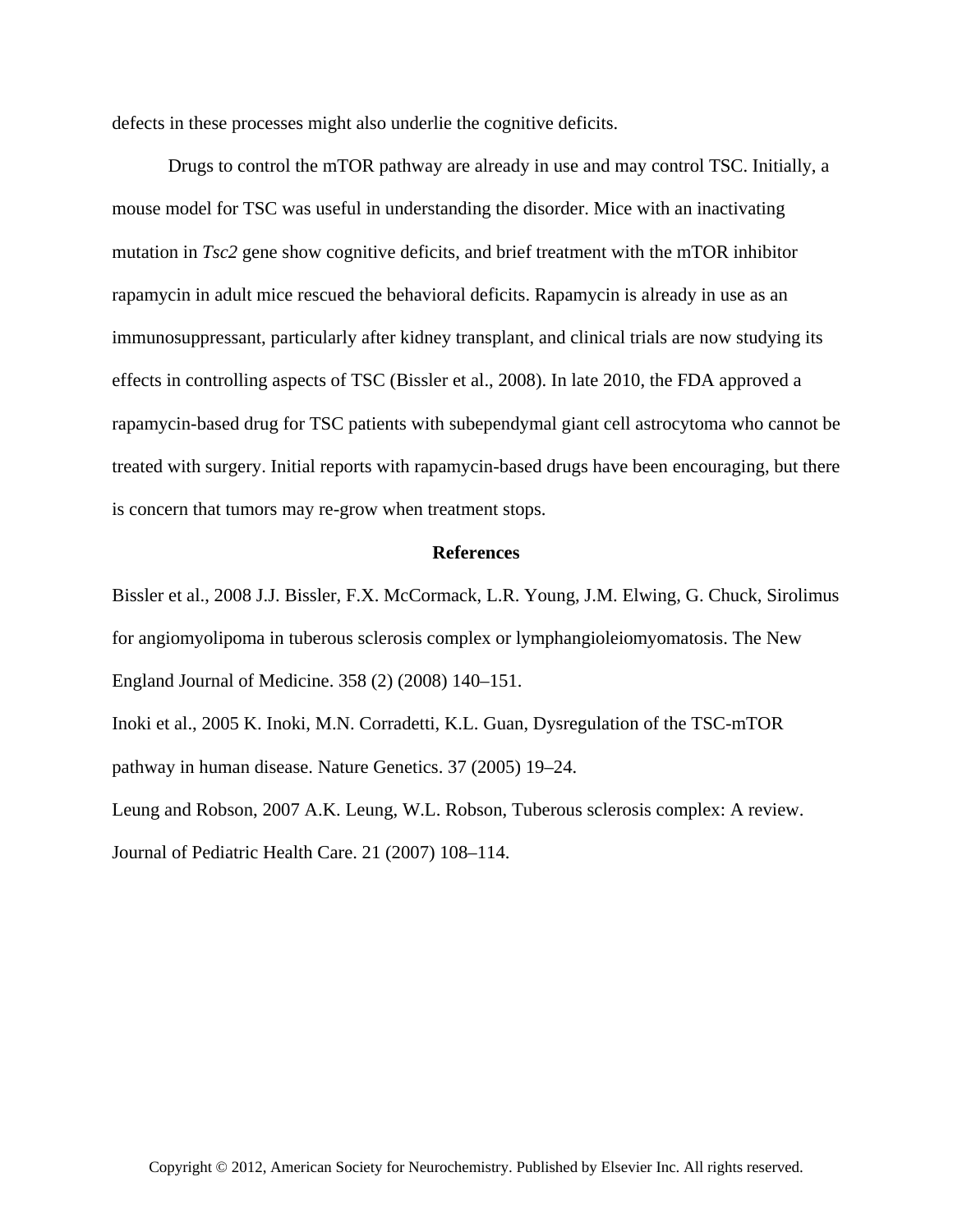defects in these processes might also underlie the cognitive deficits.

Drugs to control the mTOR pathway are already in use and may control TSC. Initially, a mouse model for TSC was useful in understanding the disorder. Mice with an inactivating mutation in *Tsc2* gene show cognitive deficits, and brief treatment with the mTOR inhibitor rapamycin in adult mice rescued the behavioral deficits. Rapamycin is already in use as an immunosuppressant, particularly after kidney transplant, and clinical trials are now studying its effects in controlling aspects of TSC (Bissler et al., 2008). In late 2010, the FDA approved a rapamycin-based drug for TSC patients with subependymal giant cell astrocytoma who cannot be treated with surgery. Initial reports with rapamycin-based drugs have been encouraging, but there is concern that tumors may re-grow when treatment stops.

## References

Bissler et al., 2008 J.J. Bissler, F.X. McCormack, L.R. Young, J.M. Elwing, G. Chuck, Sirolimus for angiomyolipoma in tuberous sclerosis complex or lymphangioleiomyomatosis. The New England Journal of Medicine. 358 (2) (2008) 140–151.

Inoki et al., 2005 K. Inoki, M.N. Corradetti, K.L. Guan, Dysregulation of the TSC-mTOR pathway in human disease. Nature Genetics. 37 (2005) 19–24.

Leung and Robson, 2007 A.K. Leung, W.L. Robson, Tuberous sclerosis complex: A review. Journal of Pediatric Health Care. 21 (2007) 108–114.

Copyright © 2012, American Society for Neurochemistry. Published by Elsevier Inc. All rights reserved.